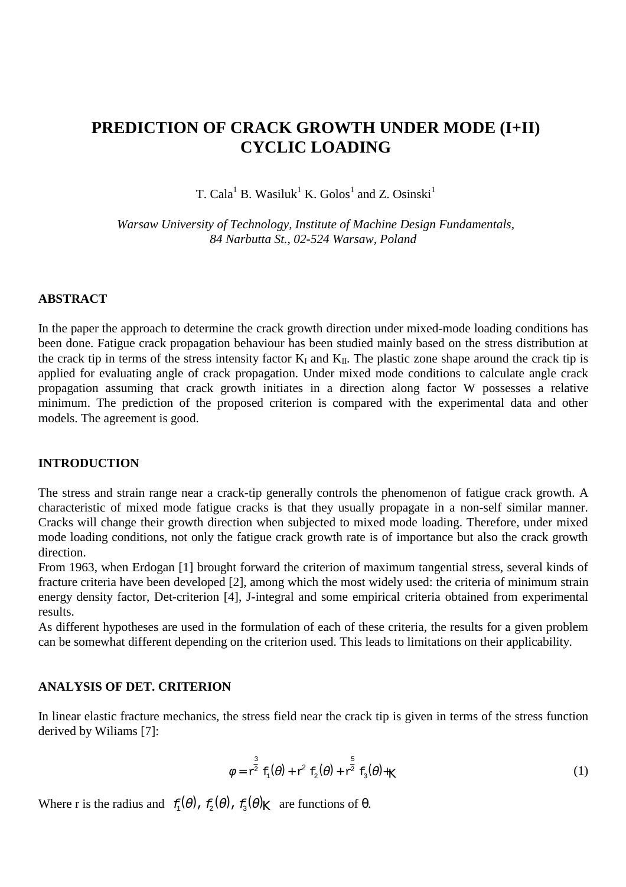# PREDICTION OF CRACK GROWTH UNDER MODE (I+II) CYCLIC LOADING

T. Cala[1] B. Wasiluk[1] K. Golos[1] and Z. Osinski[1]

*Warsaw University of Technology, Institute of Machine Design Fundamentals, 84 Narbutta St., 02-524 Warsaw, Poland*

## ABSTRACT

In the paper the approach to determine the crack growth direction under mixed-mode loading conditions has been done. Fatigue crack propagation behaviour has been studied mainly based on the stress distribution at the crack tip in terms of the stress intensity factor $K_I$ and $K_{II}$. The plastic zone shape around the crack tip is applied for evaluating angle of crack propagation. Under mixed mode conditions to calculate angle crack propagation assuming that crack growth initiates in a direction along factor W possesses a relative minimum. The prediction of the proposed criterion is compared with the experimental data and other models. The agreement is good.

## INTRODUCTION

The stress and strain range near a crack-tip generally controls the phenomenon of fatigue crack growth. A characteristic of mixed mode fatigue cracks is that they usually propagate in a non-self similar manner. Cracks will change their growth direction when subjected to mixed mode loading. Therefore, under mixed mode loading conditions, not only the fatigue crack growth rate is of importance but also the crack growth direction.

From 1963, when Erdogan [1] brought forward the criterion of maximum tangential stress, several kinds of fracture criteria have been developed [2], among which the most widely used: the criteria of minimum strain energy density factor, Det-criterion [4], J-integral and some empirical criteria obtained from experimental results.

As different hypotheses are used in the formulation of each of these criteria, the results for a given problem can be somewhat different depending on the criterion used. This leads to limitations on their applicability.

## ANALYSIS OF DET. CRITERION

In linear elastic fracture mechanics, the stress field near the crack tip is given in terms of the stress function derived by Wiliams [7]:

$$\varphi = r^{\frac{3}{2}} f_1(\theta) + r^2 f_2(\theta) + r^{\frac{5}{2}} f_3(\theta) + \ldots \tag{1}$$

Where r is the radius and $f_1(\theta),\ f_2(\theta),\ f_3(\theta)\ldots$ are functions of $\theta$.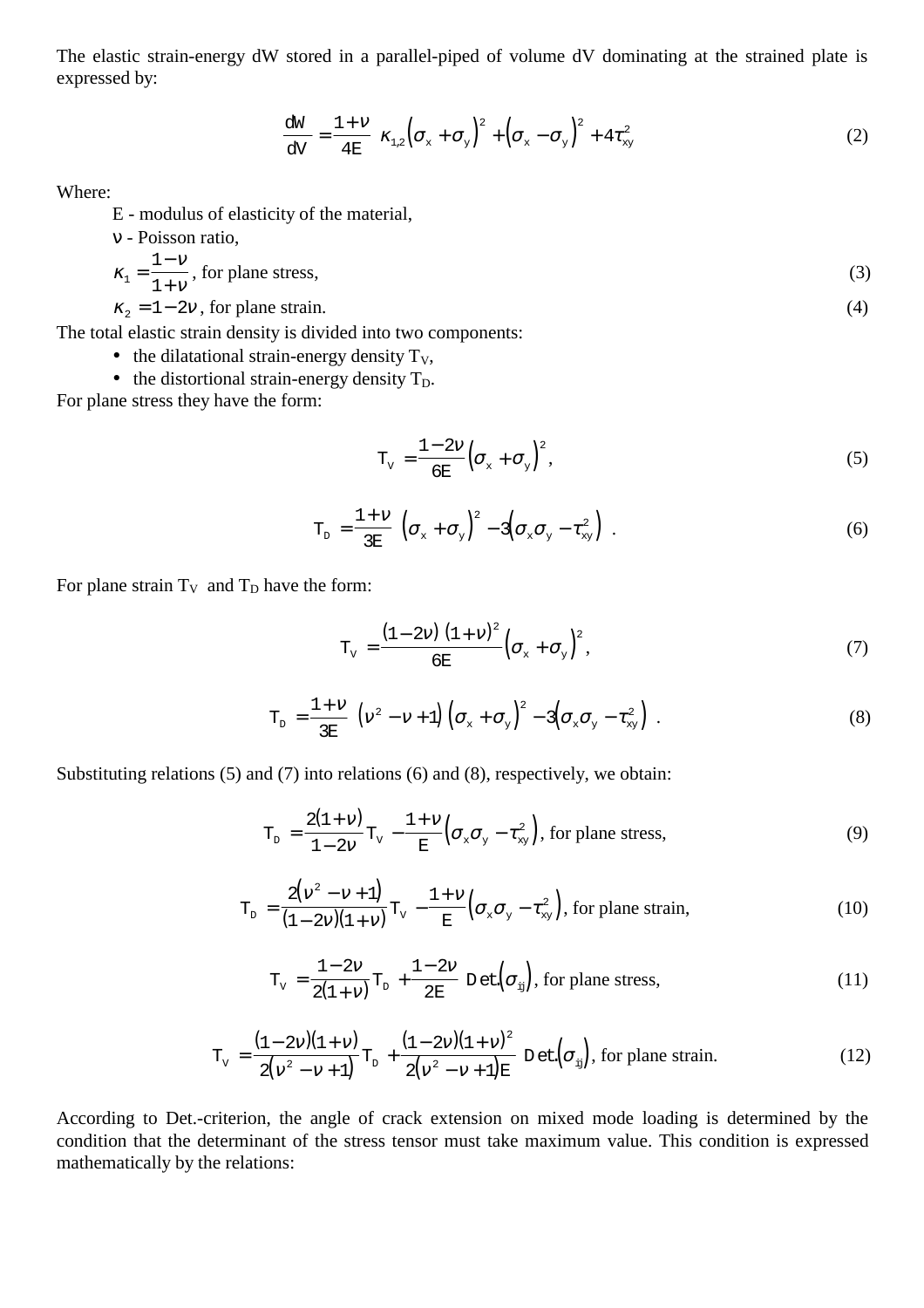The elastic strain-energy dW stored in a parallel-piped of volume dV dominating at the strained plate is expressed by:

$$\frac{dW}{dV} = \frac{1+\nu}{4E}\left[\kappa_{1,2}\left(\sigma_x + \sigma_y\right)^2 + \left(\sigma_x - \sigma_y\right)^2 + 4\tau_{xy}^2\right] \tag{2}$$

Where:

E - modulus of elasticity of the material,

ν - Poisson ratio,

$\kappa_1 = \frac{1-\nu}{1+\nu}$, for plane stress, (3)

$\kappa_2 = 1-2\nu$, for plane strain. (4)

The total elastic strain density is divided into two components:

- the dilatational strain-energy density $T_V$,
- the distortional strain-energy density $T_D$.

For plane stress they have the form:

$$T_V = \frac{1-2\nu}{6E}\left(\sigma_x + \sigma_y\right)^2, \tag{5}$$

$$T_D = \frac{1+\nu}{3E}\left[\left(\sigma_x + \sigma_y\right)^2 - 3\left(\sigma_x\sigma_y - \tau_{xy}^2\right)\right]. \tag{6}$$

For plane strain $T_V$ and $T_D$ have the form:

$$T_V = \frac{(1-2\nu)(1+\nu)^2}{6E}\left(\sigma_x + \sigma_y\right)^2, \tag{7}$$

$$T_D = \frac{1+\nu}{3E}\left[\left(\nu^2 - \nu + 1\right)\left(\sigma_x + \sigma_y\right)^2 - 3\left(\sigma_x\sigma_y - \tau_{xy}^2\right)\right]. \tag{8}$$

Substituting relations (5) and (7) into relations (6) and (8), respectively, we obtain:

$$T_D = \frac{2(1+\nu)}{1-2\nu}T_V - \frac{1+\nu}{E}\left(\sigma_x\sigma_y - \tau_{xy}^2\right), \text{ for plane stress,} \tag{9}$$

$$T_D = \frac{2\left(\nu^2 - \nu + 1\right)}{(1-2\nu)(1+\nu)}T_V - \frac{1+\nu}{E}\left(\sigma_x\sigma_y - \tau_{xy}^2\right), \text{ for plane strain,} \tag{10}$$

$$T_V = \frac{1-2\nu}{2(1+\nu)}T_D + \frac{1-2\nu}{2E}\,\mathrm{Det.}\left(\sigma_{ij}\right), \text{ for plane stress,} \tag{11}$$

$$T_V = \frac{(1-2\nu)(1+\nu)}{2\left(\nu^2 - \nu + 1\right)}T_D + \frac{(1-2\nu)(1+\nu)^2}{2\left(\nu^2 - \nu + 1\right)E}\,\mathrm{Det.}\left(\sigma_{ij}\right), \text{ for plane strain.} \tag{12}$$

According to Det.-criterion, the angle of crack extension on mixed mode loading is determined by the condition that the determinant of the stress tensor must take maximum value. This condition is expressed mathematically by the relations: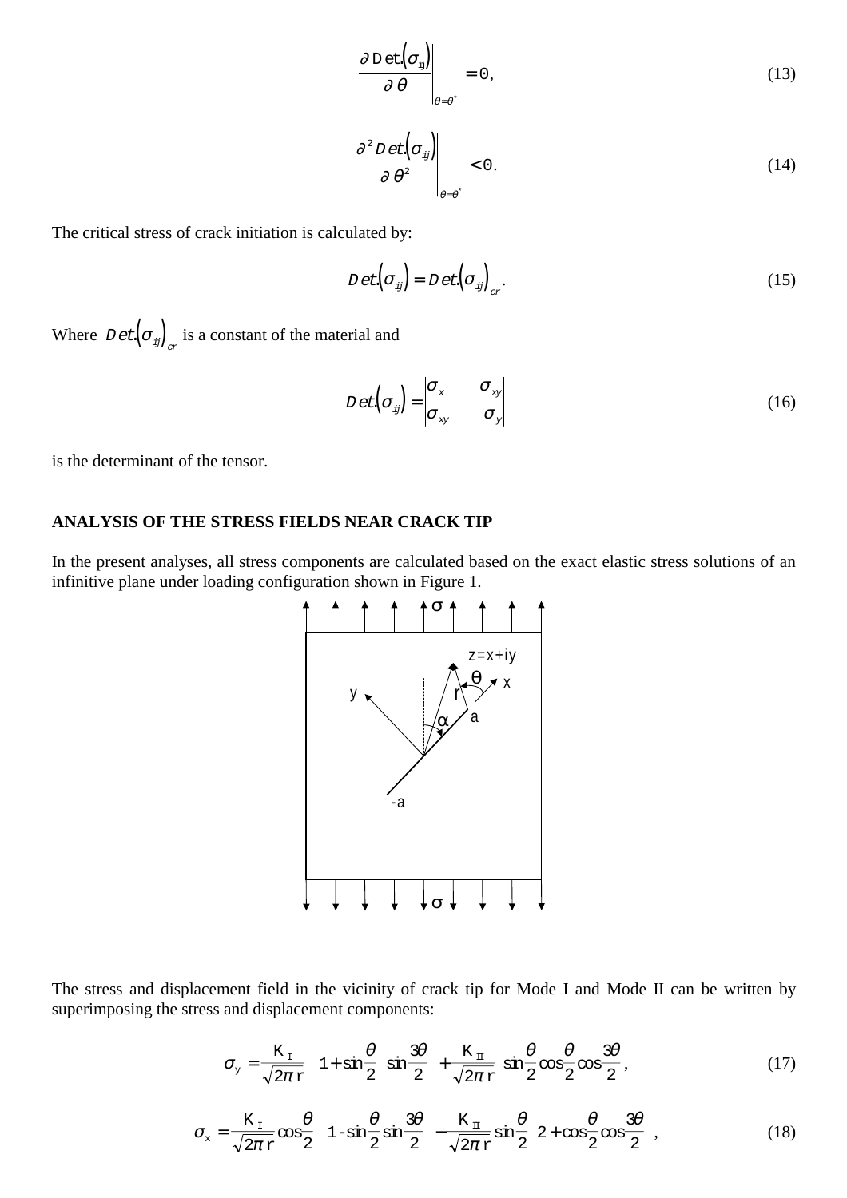$$\left.\frac{\partial \, Det.(\sigma_{ij})}{\partial \theta}\right|_{\theta=\theta^*} = 0, \tag{13}$$

$$\left.\frac{\partial^2 Det.(\sigma_{ij})}{\partial \theta^2}\right|_{\theta=\theta^*} < 0. \tag{14}$$

The critical stress of crack initiation is calculated by:

$$Det.(\sigma_{ij}) = Det.(\sigma_{ij})_{cr}. \tag{15}$$

Where $Det.(\sigma_{ij})_{cr}$ is a constant of the material and

$$Det.(\sigma_{ij}) = \begin{vmatrix} \sigma_x & \sigma_{xy} \\ \sigma_{xy} & \sigma_y \end{vmatrix} \tag{16}$$

is the determinant of the tensor.

## ANALYSIS OF THE STRESS FIELDS NEAR CRACK TIP

In the present analyses, all stress components are calculated based on the exact elastic stress solutions of an infinitive plane under loading configuration shown in Figure 1.

The stress and displacement field in the vicinity of crack tip for Mode I and Mode II can be written by superimposing the stress and displacement components:

$$\sigma_y = \frac{K_I}{\sqrt{2\pi r}}\left(1+\sin\frac{\theta}{2}\sin\frac{3\theta}{2}\right) + \frac{K_{II}}{\sqrt{2\pi r}}\sin\frac{\theta}{2}\cos\frac{\theta}{2}\cos\frac{3\theta}{2}, \tag{17}$$

$$\sigma_x = \frac{K_I}{\sqrt{2\pi r}}\cos\frac{\theta}{2}\left(1-\sin\frac{\theta}{2}\sin\frac{3\theta}{2}\right) - \frac{K_{II}}{\sqrt{2\pi r}}\sin\frac{\theta}{2}\left(2+\cos\frac{\theta}{2}\cos\frac{3\theta}{2}\right), \tag{18}$$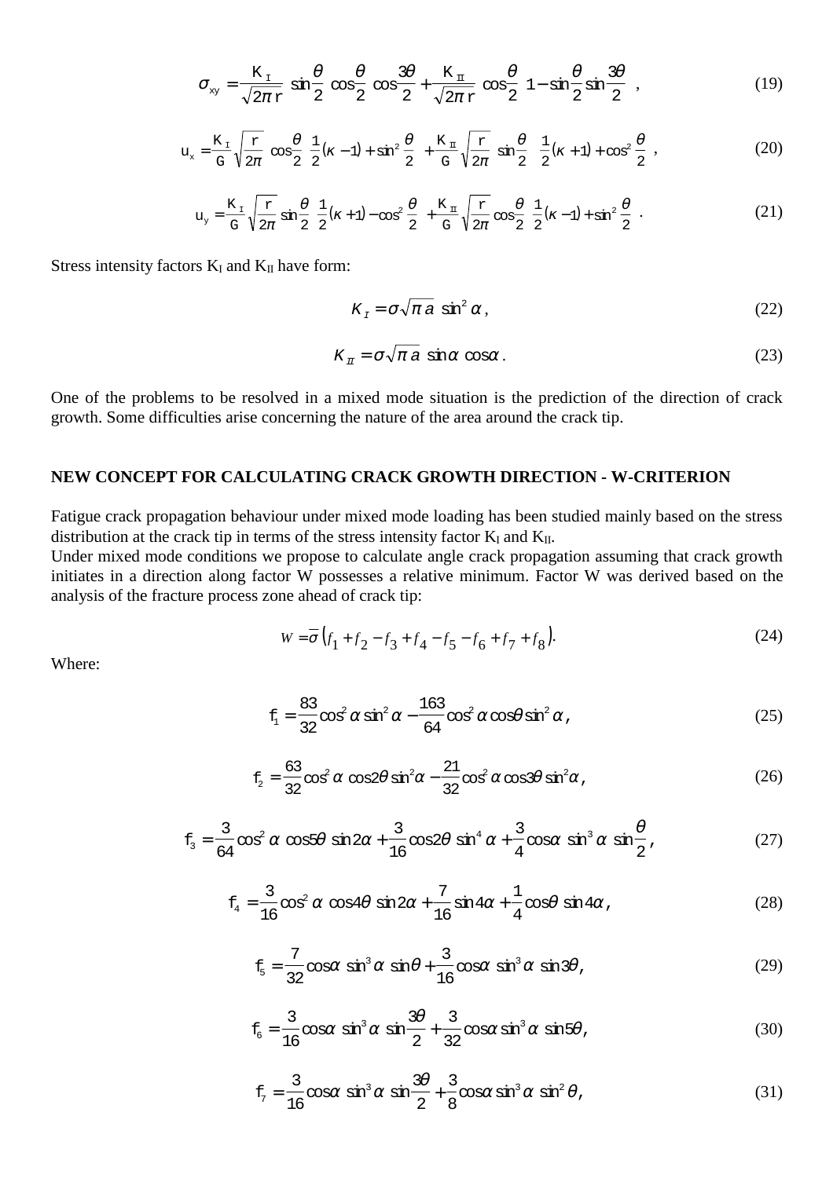$$\sigma_{xy} = \frac{K_I}{\sqrt{2\pi r}} \sin\frac{\theta}{2}\cos\frac{\theta}{2}\cos\frac{3\theta}{2} + \frac{K_{II}}{\sqrt{2\pi r}}\cos\frac{\theta}{2}\left(1 - \sin\frac{\theta}{2}\sin\frac{3\theta}{2}\right), \tag{19}$$

$$u_x = \frac{K_I}{G}\sqrt{\frac{r}{2\pi}}\cos\frac{\theta}{2}\left[\frac{1}{2}(\kappa - 1) + \sin^2\frac{\theta}{2}\right] + \frac{K_{II}}{G}\sqrt{\frac{r}{2\pi}}\sin\frac{\theta}{2}\left[\frac{1}{2}(\kappa + 1) + \cos^2\frac{\theta}{2}\right], \tag{20}$$

$$u_y = \frac{K_I}{G}\sqrt{\frac{r}{2\pi}}\sin\frac{\theta}{2}\left[\frac{1}{2}(\kappa + 1) - \cos^2\frac{\theta}{2}\right] + \frac{K_{II}}{G}\sqrt{\frac{r}{2\pi}}\cos\frac{\theta}{2}\left[\frac{1}{2}(\kappa - 1) + \sin^2\frac{\theta}{2}\right]. \tag{21}$$

Stress intensity factors $K_I$ and $K_{II}$ have form:

$$K_I = \sigma\sqrt{\pi a}\,\sin^2\alpha, \tag{22}$$

$$K_{II} = \sigma\sqrt{\pi a}\,\sin\alpha\,\cos\alpha. \tag{23}$$

One of the problems to be resolved in a mixed mode situation is the prediction of the direction of crack growth. Some difficulties arise concerning the nature of the area around the crack tip.

## NEW CONCEPT FOR CALCULATING CRACK GROWTH DIRECTION - W-CRITERION

Fatigue crack propagation behaviour under mixed mode loading has been studied mainly based on the stress distribution at the crack tip in terms of the stress intensity factor $K_I$ and $K_{II}$.
Under mixed mode conditions we propose to calculate angle crack propagation assuming that crack growth initiates in a direction along factor W possesses a relative minimum. Factor W was derived based on the analysis of the fracture process zone ahead of crack tip:

$$W = \overline{\sigma}\left(f_1 + f_2 - f_3 + f_4 - f_5 - f_6 + f_7 + f_8\right). \tag{24}$$

Where:

$$f_1 = \frac{83}{32}\cos^2\alpha\sin^2\alpha - \frac{163}{64}\cos^2\alpha\cos\theta\sin^2\alpha, \tag{25}$$

$$f_2 = \frac{63}{32}\cos^2\alpha\cos2\theta\sin^2\alpha - \frac{21}{32}\cos^2\alpha\cos3\theta\sin^2\alpha, \tag{26}$$

$$f_3 = \frac{3}{64}\cos^2\alpha\cos5\theta\sin2\alpha + \frac{3}{16}\cos2\theta\sin^4\alpha + \frac{3}{4}\cos\alpha\sin^3\alpha\sin\frac{\theta}{2}, \tag{27}$$

$$f_4 = \frac{3}{16}\cos^2\alpha\cos4\theta\sin2\alpha + \frac{7}{16}\sin4\alpha + \frac{1}{4}\cos\theta\sin4\alpha, \tag{28}$$

$$f_5 = \frac{7}{32}\cos\alpha\sin^3\alpha\sin\theta + \frac{3}{16}\cos\alpha\sin^3\alpha\sin3\theta, \tag{29}$$

$$f_6 = \frac{3}{16}\cos\alpha\sin^3\alpha\sin\frac{3\theta}{2} + \frac{3}{32}\cos\alpha\sin^3\alpha\sin5\theta, \tag{30}$$

$$f_7 = \frac{3}{16}\cos\alpha\sin^3\alpha\sin\frac{3\theta}{2} + \frac{3}{8}\cos\alpha\sin^3\alpha\sin^2\theta, \tag{31}$$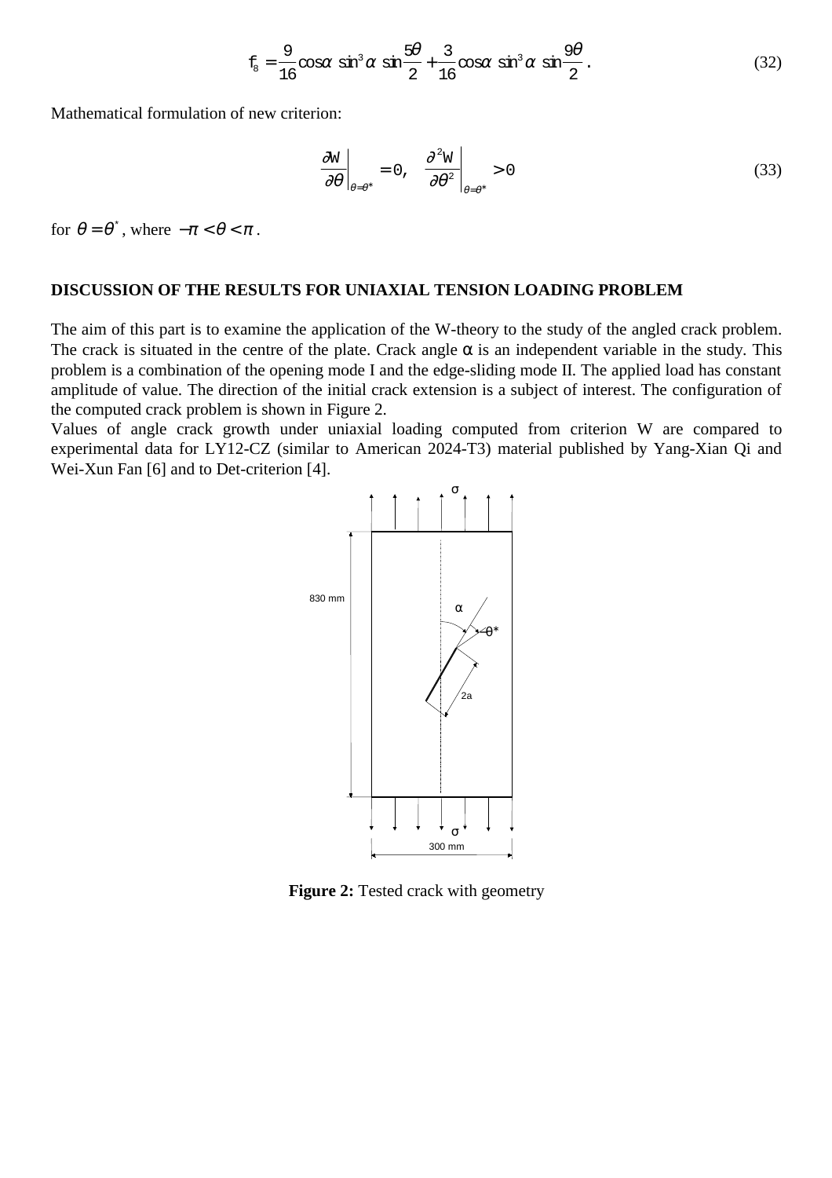$$f_8 = \frac{9}{16}\cos\alpha \sin^3\alpha \sin\frac{5\theta}{2} + \frac{3}{16}\cos\alpha \sin^3\alpha \sin\frac{9\theta}{2}. \tag{32}$$

Mathematical formulation of new criterion:

$$\left.\frac{\partial W}{\partial \theta}\right|_{\theta=\theta^*} = 0, \quad \left.\frac{\partial^2 W}{\partial \theta^2}\right|_{\theta=\theta^*} > 0 \tag{33}$$

for $\theta = \theta^*$, where $-\pi < \theta < \pi$.

## DISCUSSION OF THE RESULTS FOR UNIAXIAL TENSION LOADING PROBLEM

The aim of this part is to examine the application of the W-theory to the study of the angled crack problem. The crack is situated in the centre of the plate. Crack angle α is an independent variable in the study. This problem is a combination of the opening mode I and the edge-sliding mode II. The applied load has constant amplitude of value. The direction of the initial crack extension is a subject of interest. The configuration of the computed crack problem is shown in Figure 2.

Values of angle crack growth under uniaxial loading computed from criterion W are compared to experimental data for LY12-CZ (similar to American 2024-T3) material published by Yang-Xian Qi and Wei-Xun Fan [6] and to Det-criterion [4].

**Figure 2:** Tested crack with geometry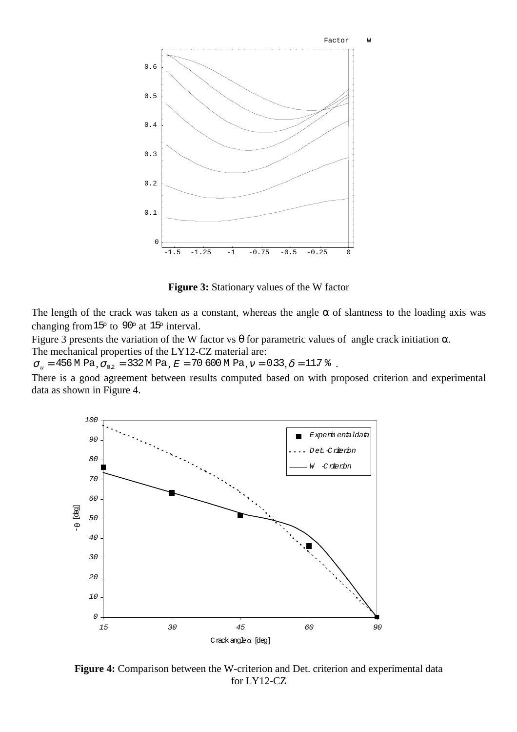**Figure 3:** Stationary values of the W factor

The length of the crack was taken as a constant, whereas the angle $\alpha$ of slantness to the loading axis was changing from $15^o$ to $90^o$ at $15^o$ interval.

Figure 3 presents the variation of the W factor vs $\theta$ for parametric values of angle crack initiation $\alpha$.

The mechanical properties of the LY12-CZ material are:

$\sigma_u = 456$ MPa, $\sigma_{02} = 332$ MPa, $E = 70\,600$ MPa, $\nu = 0.33$, $\delta = 11.7$ % .

There is a good agreement between results computed based on with proposed criterion and experimental data as shown in Figure 4.

**Figure 4:** Comparison between the W-criterion and Det. criterion and experimental data for LY12-CZ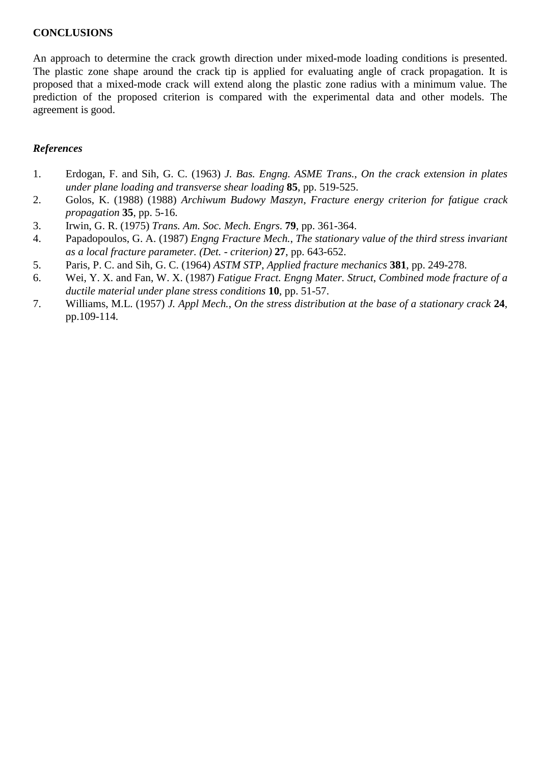**CONCLUSIONS**

An approach to determine the crack growth direction under mixed-mode loading conditions is presented. The plastic zone shape around the crack tip is applied for evaluating angle of crack propagation. It is proposed that a mixed-mode crack will extend along the plastic zone radius with a minimum value. The prediction of the proposed criterion is compared with the experimental data and other models. The agreement is good.

***References***

1. Erdogan, F. and Sih, G. C. (1963) *J. Bas. Engng. ASME Trans.*, *On the crack extension in plates under plane loading and transverse shear loading* **85**, pp. 519-525.
2. Golos, K. (1988) (1988) *Archiwum Budowy Maszyn*, *Fracture energy criterion for fatigue crack propagation* **35**, pp. 5-16.
3. Irwin, G. R. (1975) *Trans. Am. Soc. Mech. Engrs.* **79**, pp. 361-364.
4. Papadopoulos, G. A. (1987) *Engng Fracture Mech.*, *The stationary value of the third stress invariant as a local fracture parameter. (Det. - criterion)* **27**, pp. 643-652.
5. Paris, P. C. and Sih, G. C. (1964) *ASTM STP*, *Applied fracture mechanics* **381**, pp. 249-278.
6. Wei, Y. X. and Fan, W. X. (1987) *Fatigue Fract. Engng Mater. Struct*, *Combined mode fracture of a ductile material under plane stress conditions* **10**, pp. 51-57.
7. Williams, M.L. (1957) *J. Appl Mech.*, *On the stress distribution at the base of a stationary crack* **24**, pp.109-114.